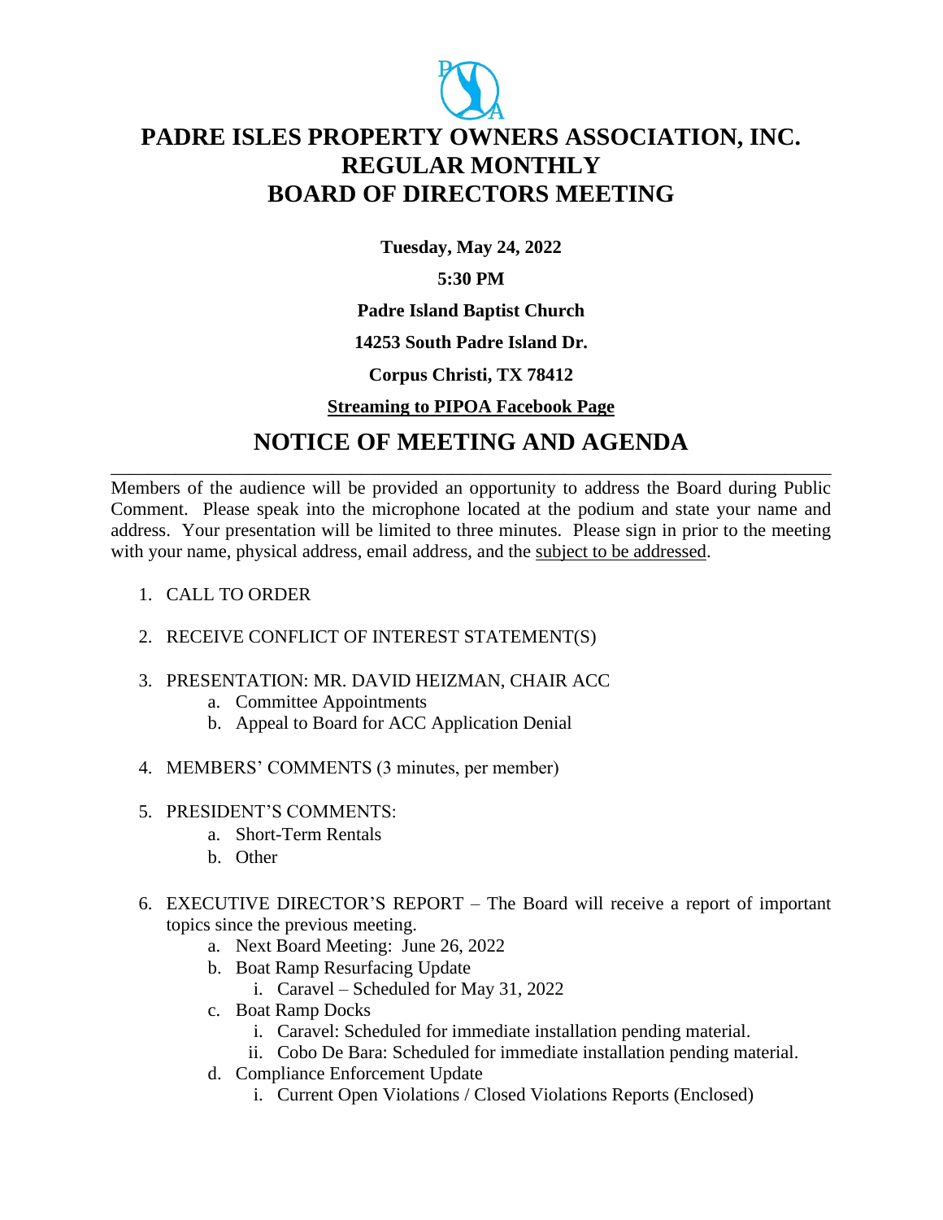# PADRE ISLES PROPERTY OWNERS ASSOCIATION, INC.
# REGULAR MONTHLY
# BOARD OF DIRECTORS MEETING

**Tuesday, May 24, 2022**

**5:30 PM**

**Padre Island Baptist Church**

**14253 South Padre Island Dr.**

**Corpus Christi, TX 78412**

**Streaming to PIPOA Facebook Page**

## NOTICE OF MEETING AND AGENDA

---

Members of the audience will be provided an opportunity to address the Board during Public Comment. Please speak into the microphone located at the podium and state your name and address. Your presentation will be limited to three minutes. Please sign in prior to the meeting with your name, physical address, email address, and the subject to be addressed.

1. CALL TO ORDER

2. RECEIVE CONFLICT OF INTEREST STATEMENT(S)

3. PRESENTATION: MR. DAVID HEIZMAN, CHAIR ACC
   a. Committee Appointments
   b. Appeal to Board for ACC Application Denial

4. MEMBERS' COMMENTS (3 minutes, per member)

5. PRESIDENT'S COMMENTS:
   a. Short-Term Rentals
   b. Other

6. EXECUTIVE DIRECTOR'S REPORT – The Board will receive a report of important topics since the previous meeting.
   a. Next Board Meeting: June 26, 2022
   b. Boat Ramp Resurfacing Update
      i. Caravel – Scheduled for May 31, 2022
   c. Boat Ramp Docks
      i. Caravel: Scheduled for immediate installation pending material.
      ii. Cobo De Bara: Scheduled for immediate installation pending material.
   d. Compliance Enforcement Update
      i. Current Open Violations / Closed Violations Reports (Enclosed)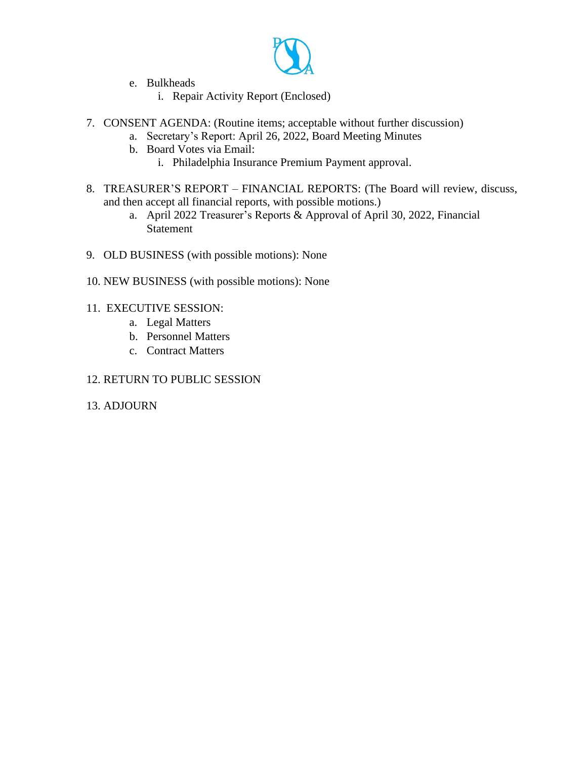e. Bulkheads
      i. Repair Activity Report (Enclosed)

7. CONSENT AGENDA: (Routine items; acceptable without further discussion)
   a. Secretary's Report: April 26, 2022, Board Meeting Minutes
   b. Board Votes via Email:
      i. Philadelphia Insurance Premium Payment approval.

8. TREASURER'S REPORT – FINANCIAL REPORTS: (The Board will review, discuss, and then accept all financial reports, with possible motions.)
   a. April 2022 Treasurer's Reports & Approval of April 30, 2022, Financial Statement

9. OLD BUSINESS (with possible motions): None

10. NEW BUSINESS (with possible motions): None

11. EXECUTIVE SESSION:
    a. Legal Matters
    b. Personnel Matters
    c. Contract Matters

12. RETURN TO PUBLIC SESSION

13. ADJOURN